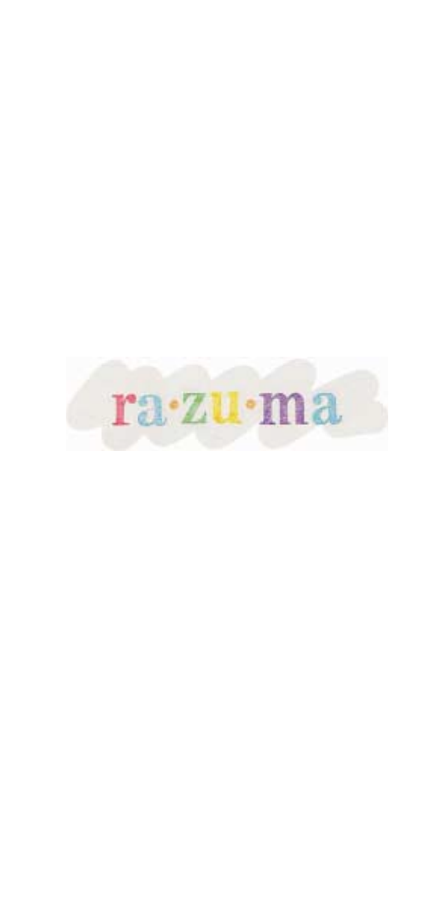ra·zu·ma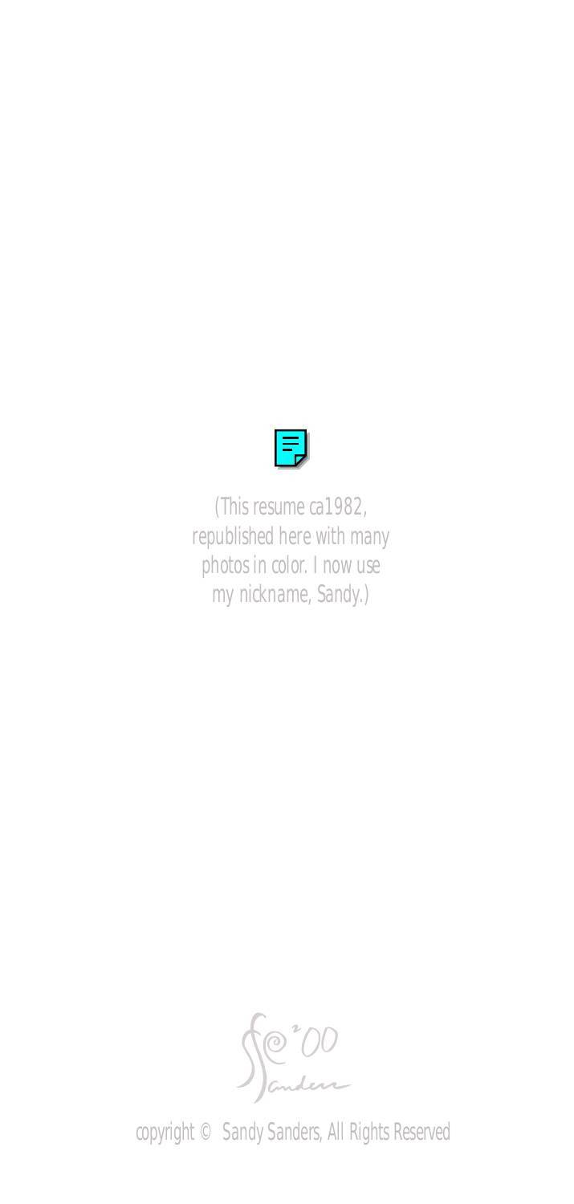*(This resume ca1982, republished here with many photos in color. I now use my nickname, Sandy.)*

copyright © Sandy Sanders, All Rights Reserved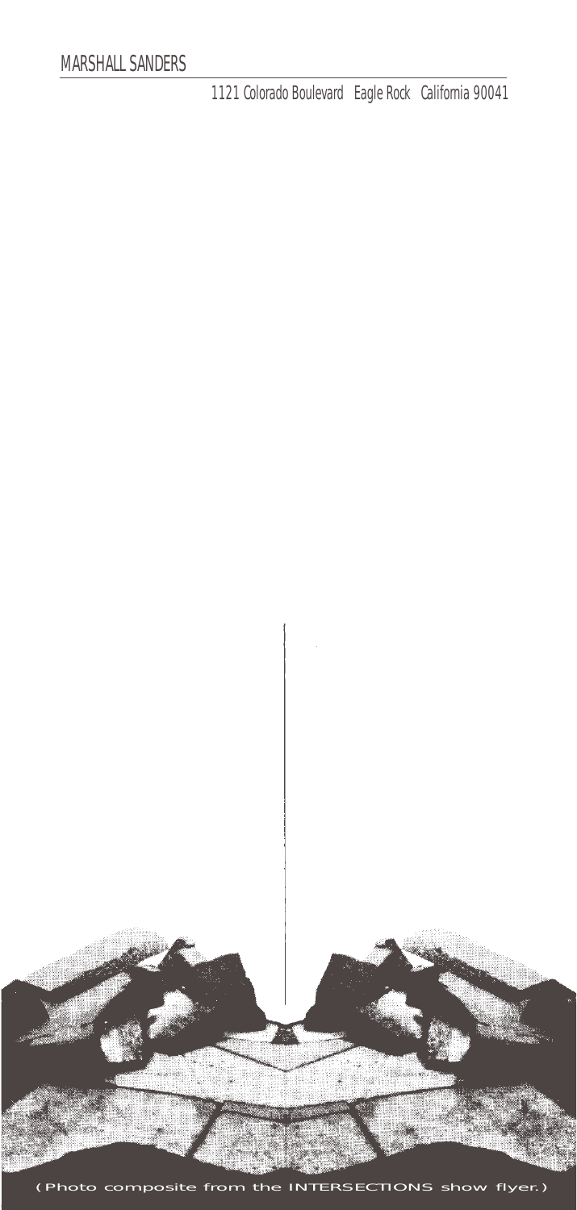MARSHALL SANDERS

1121 Colorado Boulevard Eagle Rock California 90041

(Photo composite from the INTERSECTIONS show flyer.)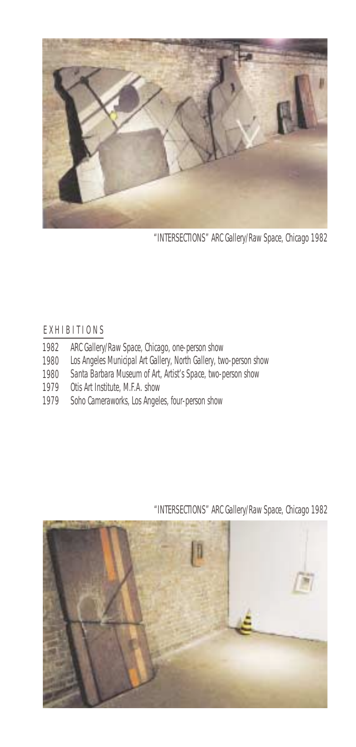"INTERSECTIONS" ARC Gallery/Raw Space, Chicago 1982

## EXHIBITIONS

1982 ARC Gallery/Raw Space, Chicago, one-person show
1980 Los Angeles Municipal Art Gallery, North Gallery, two-person show
1980 Santa Barbara Museum of Art, Artist's Space, two-person show
1979 Otis Art Institute, M.F.A. show
1979 Soho Cameraworks, Los Angeles, four-person show

"INTERSECTIONS" ARC Gallery/Raw Space, Chicago 1982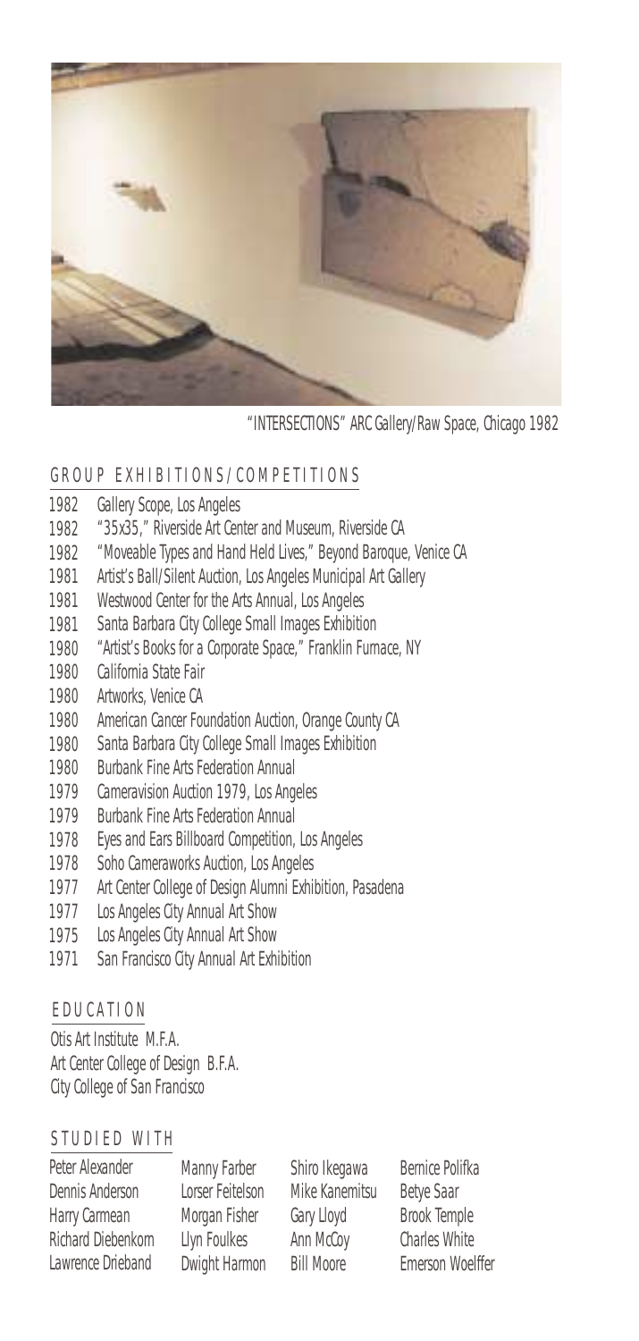"INTERSECTIONS" ARC Gallery/Raw Space, Chicago 1982

## GROUP EXHIBITIONS/COMPETITIONS

1982 Gallery Scope, Los Angeles
1982 "35x35," Riverside Art Center and Museum, Riverside CA
1982 "Moveable Types and Hand Held Lives," Beyond Baroque, Venice CA
1981 Artist's Ball/Silent Auction, Los Angeles Municipal Art Gallery
1981 Westwood Center for the Arts Annual, Los Angeles
1981 Santa Barbara City College Small Images Exhibition
1980 "Artist's Books for a Corporate Space," Franklin Furnace, NY
1980 California State Fair
1980 Artworks, Venice CA
1980 American Cancer Foundation Auction, Orange County CA
1980 Santa Barbara City College Small Images Exhibition
1980 Burbank Fine Arts Federation Annual
1979 Cameravision Auction 1979, Los Angeles
1979 Burbank Fine Arts Federation Annual
1978 Eyes and Ears Billboard Competition, Los Angeles
1978 Soho Cameraworks Auction, Los Angeles
1977 Art Center College of Design Alumni Exhibition, Pasadena
1977 Los Angeles City Annual Art Show
1975 Los Angeles City Annual Art Show
1971 San Francisco City Annual Art Exhibition

## EDUCATION

Otis Art Institute M.F.A.
Art Center College of Design B.F.A.
City College of San Francisco

## STUDIED WITH

Peter Alexander
Dennis Anderson
Harry Carmean
Richard Diebenkorn
Lawrence Drieband
Manny Farber
Lorser Feitelson
Morgan Fisher
Llyn Foulkes
Dwight Harmon
Shiro Ikegawa
Mike Kanemitsu
Gary Lloyd
Ann McCoy
Bill Moore
Bernice Polifka
Betye Saar
Brook Temple
Charles White
Emerson Woelffer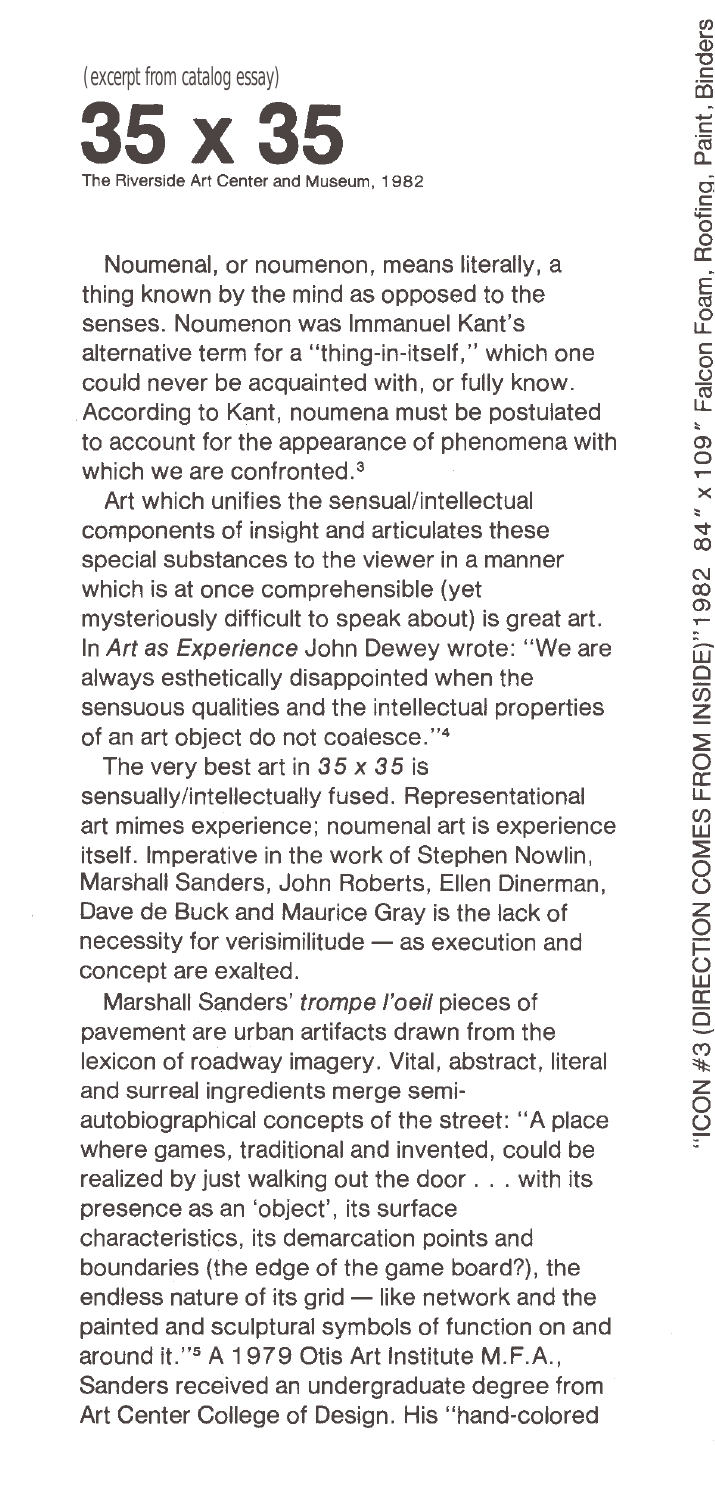(excerpt from catalog essay)

# 35 x 35

The Riverside Art Center and Museum, 1982

Noumenal, or noumenon, means literally, a thing known by the mind as opposed to the senses. Noumenon was Immanuel Kant's alternative term for a "thing-in-itself," which one could never be acquainted with, or fully know. According to Kant, noumena must be postulated to account for the appearance of phenomena with which we are confronted.[3]

Art which unifies the sensual/intellectual components of insight and articulates these special substances to the viewer in a manner which is at once comprehensible (yet mysteriously difficult to speak about) is great art. In *Art as Experience* John Dewey wrote: "We are always esthetically disappointed when the sensuous qualities and the intellectual properties of an art object do not coalesce."[4]

The very best art in *35 x 35* is sensually/intellectually fused. Representational art mimes experience; noumenal art is experience itself. Imperative in the work of Stephen Nowlin, Marshall Sanders, John Roberts, Ellen Dinerman, Dave de Buck and Maurice Gray is the lack of necessity for verisimilitude — as execution and concept are exalted.

Marshall Sanders' *trompe l'oeil* pieces of pavement are urban artifacts drawn from the lexicon of roadway imagery. Vital, abstract, literal and surreal ingredients merge semi-autobiographical concepts of the street: "A place where games, traditional and invented, could be realized by just walking out the door . . . with its presence as an 'object', its surface characteristics, its demarcation points and boundaries (the edge of the game board?), the endless nature of its grid — like network and the painted and sculptural symbols of function on and around it."[5] A 1979 Otis Art Institute M.F.A., Sanders received an undergraduate degree from Art Center College of Design. His "hand-colored

"ICON #3 (DIRECTION COMES FROM INSIDE)" 1982 84" x 109" Falcon Foam, Roofing, Paint, Binders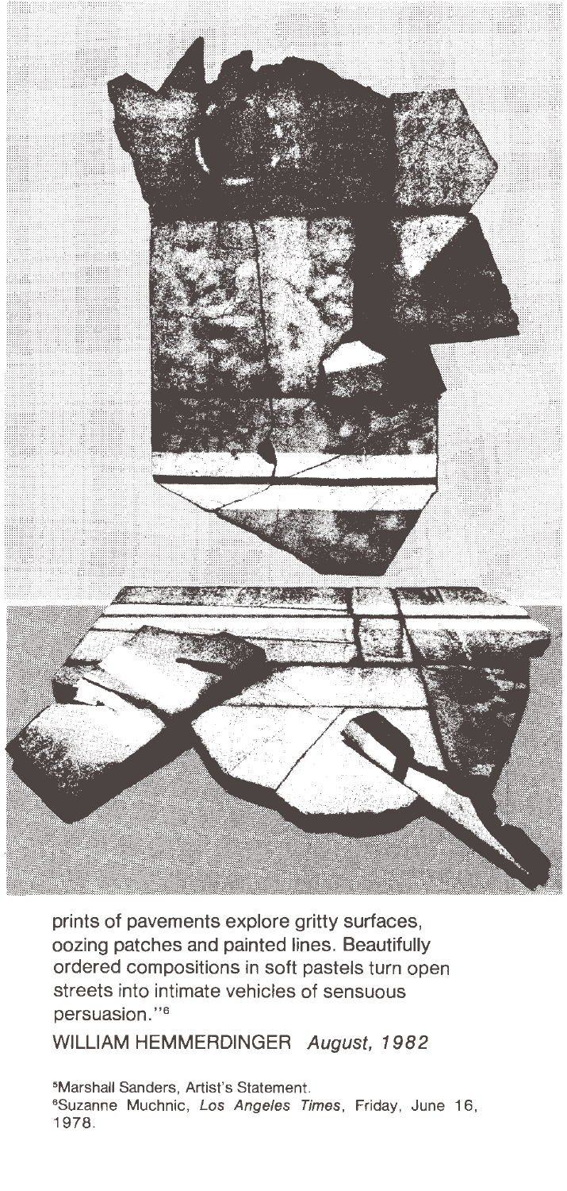prints of pavements explore gritty surfaces, oozing patches and painted lines. Beautifully ordered compositions in soft pastels turn open streets into intimate vehicles of sensuous persuasion."[6]

WILLIAM HEMMERDINGER *August, 1982*

[5]Marshall Sanders, Artist's Statement.
[6]Suzanne Muchnic, *Los Angeles Times*, Friday, June 16, 1978.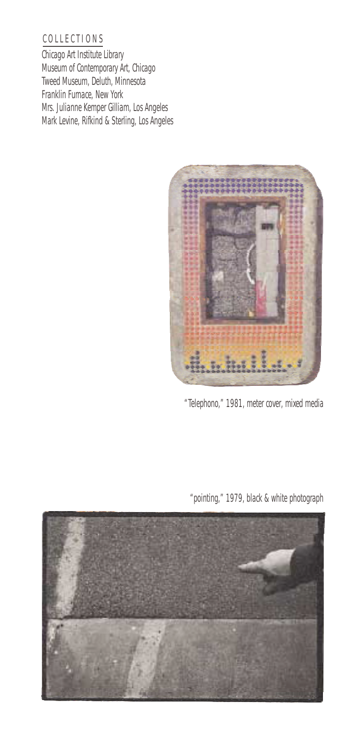## COLLECTIONS

Chicago Art Institute Library
Museum of Contemporary Art, Chicago
Tweed Museum, Deluth, Minnesota
Franklin Furnace, New York
Mrs. Julianne Kemper Gilliam, Los Angeles
Mark Levine, Rifkind & Sterling, Los Angeles

"Telephono," 1981, meter cover, mixed media

"pointing," 1979, black & white photograph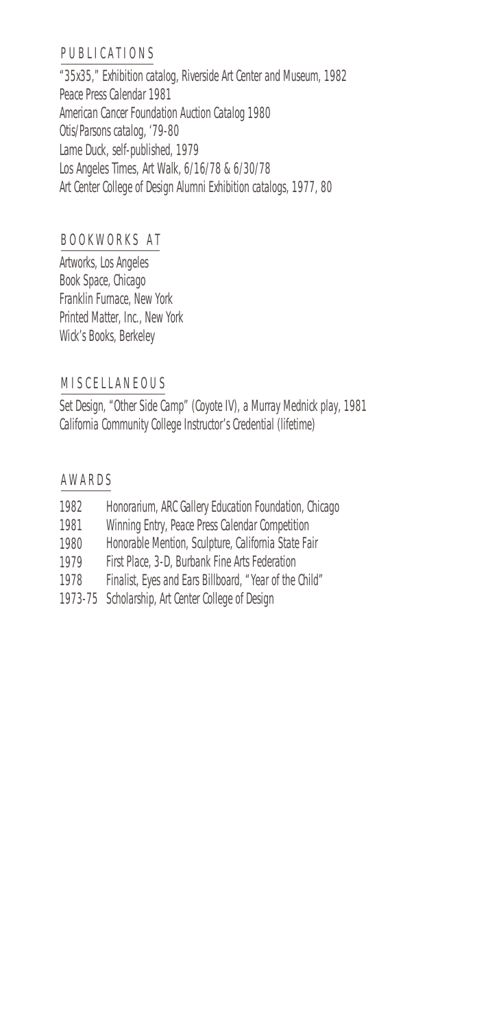## PUBLICATIONS

"35x35," Exhibition catalog, Riverside Art Center and Museum, 1982
Peace Press Calendar 1981
American Cancer Foundation Auction Catalog 1980
Otis/Parsons catalog, '79-80
Lame Duck, self-published, 1979
Los Angeles Times, Art Walk, 6/16/78 & 6/30/78
Art Center College of Design Alumni Exhibition catalogs, 1977, 80

## BOOKWORKS AT

Artworks, Los Angeles
Book Space, Chicago
Franklin Furnace, New York
Printed Matter, Inc., New York
Wick's Books, Berkeley

## MISCELLANEOUS

Set Design, "Other Side Camp" (Coyote IV), a Murray Mednick play, 1981
California Community College Instructor's Credential (lifetime)

## AWARDS

| | |
|---|---|
| 1982 | Honorarium, ARC Gallery Education Foundation, Chicago |
| 1981 | Winning Entry, Peace Press Calendar Competition |
| 1980 | Honorable Mention, Sculpture, California State Fair |
| 1979 | First Place, 3-D, Burbank Fine Arts Federation |
| 1978 | Finalist, Eyes and Ears Billboard, "Year of the Child" |
| 1973-75 | Scholarship, Art Center College of Design |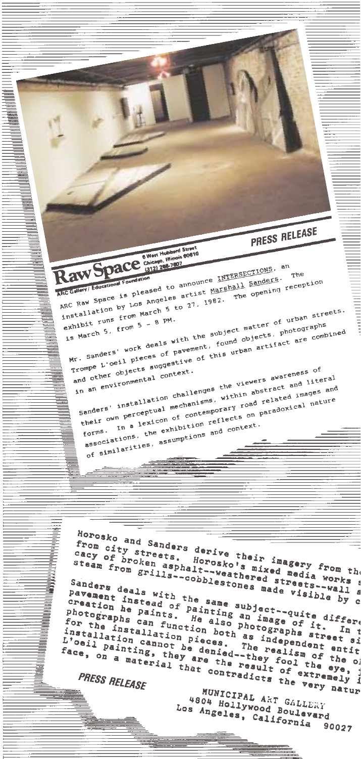## PRESS RELEASE

**Raw Space**
ARC Gallery / Educational Foundation
6 West Hubbard Street
Chicago, Illinois 60610
(312) 266-7607

ARC Raw Space is pleased to announce INTERSECTIONS, an installation by Los Angeles artist Marshall Sanders. The exhibit runs from March 5 to 27, 1982. The opening reception is March 5, from 5 - 8 PM.

Mr. Sanders' work deals with the subject matter of urban streets. Trompe L'oeil pieces of pavement, found objects, photographs and other objects suggestive of this urban artifact are combined in an environmental context.

Sanders' installation challenges the viewers awareness of their own perceptual mechanisms, within abstract and literal forms. In a lexicon of contemporary road related images and associations, the exhibition reflects on paradoxical nature of similarities, assumptions and context.

---

Horosko and Sanders derive their imagery from th from city streets. Horosko's mixed media works cacy of broken asphalt--weathered streets--wall steam from grills--cobblestones made visible by c

Sanders deals with the same subject--quite differe pavement instead of painting an image of it. In t creation he paints. He also photographs street si photographs can function both as independent entit for the installation pieces. The realism of the o installation cannot be denied--they fool the eye, L'oeil painting, they are the result of extremely i face, on a material that contradicts the very natur

## PRESS RELEASE

MUNICIPAL ART GALLERY
4804 Hollywood Boulevard
Los Angeles, California 90027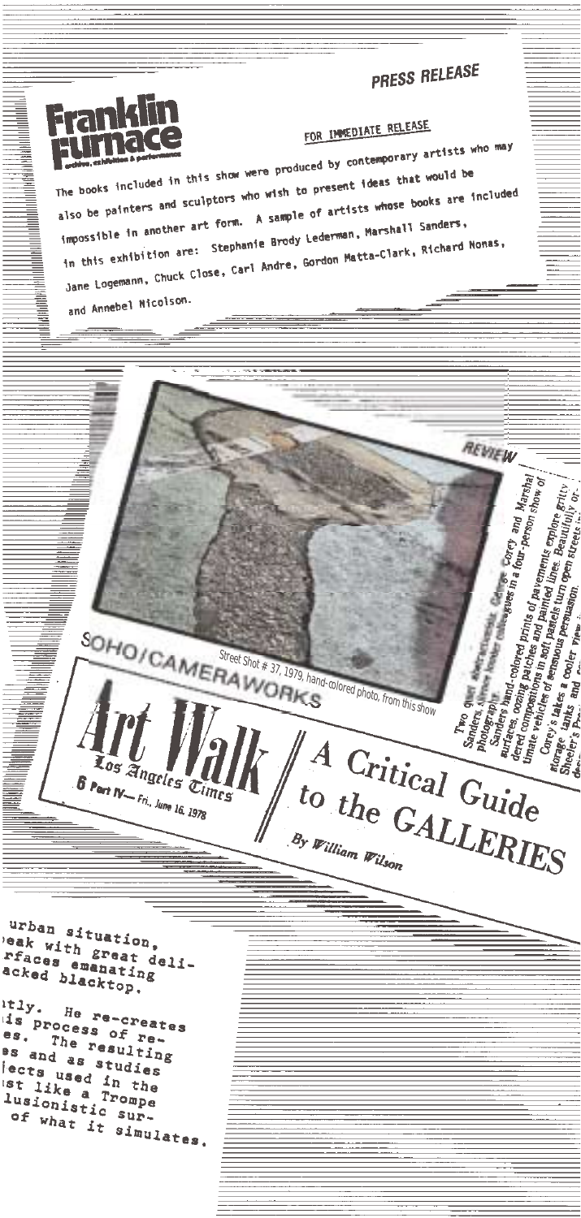## PRESS RELEASE

**Franklin Furnace**

archive, exhibitions & performances

FOR IMMEDIATE RELEASE

The books included in this show were produced by contemporary artists who may also be painters and sculptors who wish to present ideas that would be impossible in another art form. A sample of artists whose books are included in this exhibition are: Stephanie Brody Lederman, Marshall Sanders, Jane Logemann, Chuck Close, Carl Andre, Gordon Matta-Clark, Richard Nonas, and Annebel Nicolson.

REVIEW

Street Shot # 37, 1979, hand-colored photo, from this show

SOHO/CAMERAWORKS

# Art Walk

Los Angeles Times

6 Part IV— Fri., June 16, 1978

## A Critical Guide to the GALLERIES

By William Wilson

Two ... abstractionists, George Corey and Marshal Sanders, ... colleagues in a four-person show of photography.

Sanders' hand-colored prints of pavements explore gritty surfaces, oozing patches and painted lines. Beautifully ... dered compositions in soft pastels turn open streets ... timate vehicles of sensuous persuasion.

Corey's takes a cooler view ... storage tanks and ... Sheeler's ...

urban situation, ...eak with great deli... ...rfaces emanating ...acked blacktop.

...tly. He re-creates ...is process of re... ...es. The resulting ...es and as studies ...jects used in the ...st like a Trompe ...lusionistic sur... of what it simulates.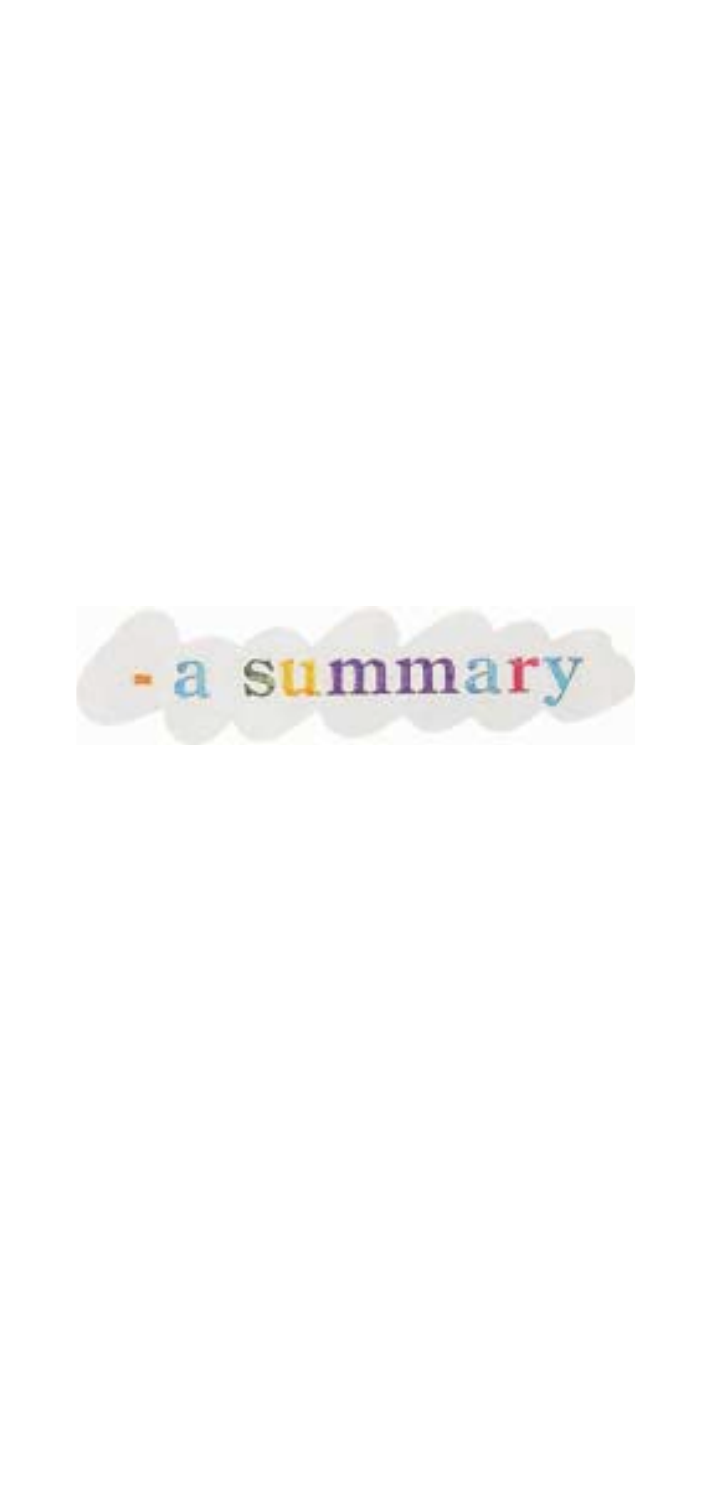- a summary